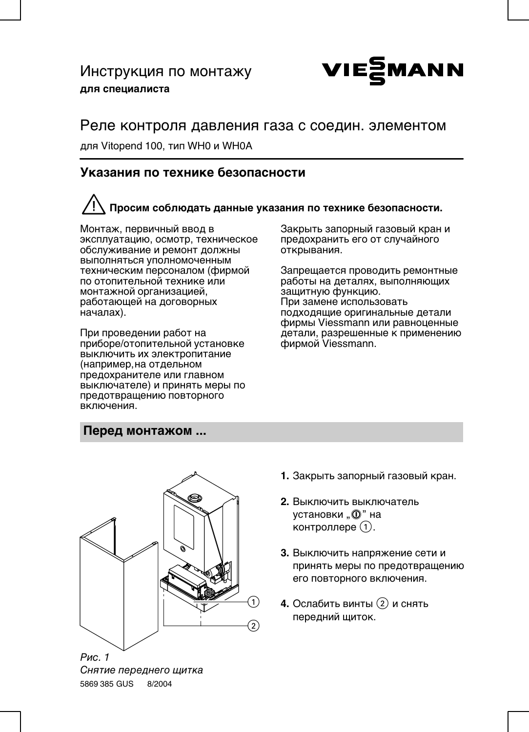# Инструкция по монтажу

**для специалиста**

VIESMANN

## Реле контроля давления газа с соедин. элементом

для Vitopend 100, тип WH0 и WH0A

## Указания по технике безопасности

⚠ **Просим соблюдать данные указания по технике безопасности.**

Монтаж, первичный ввод в эксплуатацию, осмотр, техническое обслуживание и ремонт должны выполняться уполномоченным техническим персоналом (фирмой по отопительной технике или монтажной организацией, работающей на договорных началах).

При проведении работ на приборе/отопительной установке выключить их электропитание (например, на отдельном предохранителе или главном выключателе) и принять меры по предотвращению повторного включения.

Закрыть запорный газовый кран и предохранить его от случайного открывания.

Запрещается проводить ремонтные работы на деталях, выполняющих защитную функцию.
При замене использовать подходящие оригинальные детали фирмы Viessmann или равноценные детали, разрешенные к применению фирмой Viessmann.

## Перед монтажом ...

*Рис. 1*
*Снятие переднего щитка*

1. Закрыть запорный газовый кран.
2. Выключить выключатель установки „⓪" на контроллере ①.
3. Выключить напряжение сети и принять меры по предотвращению его повторного включения.
4. Ослабить винты ② и снять передний щиток.

5869 385 GUS 8/2004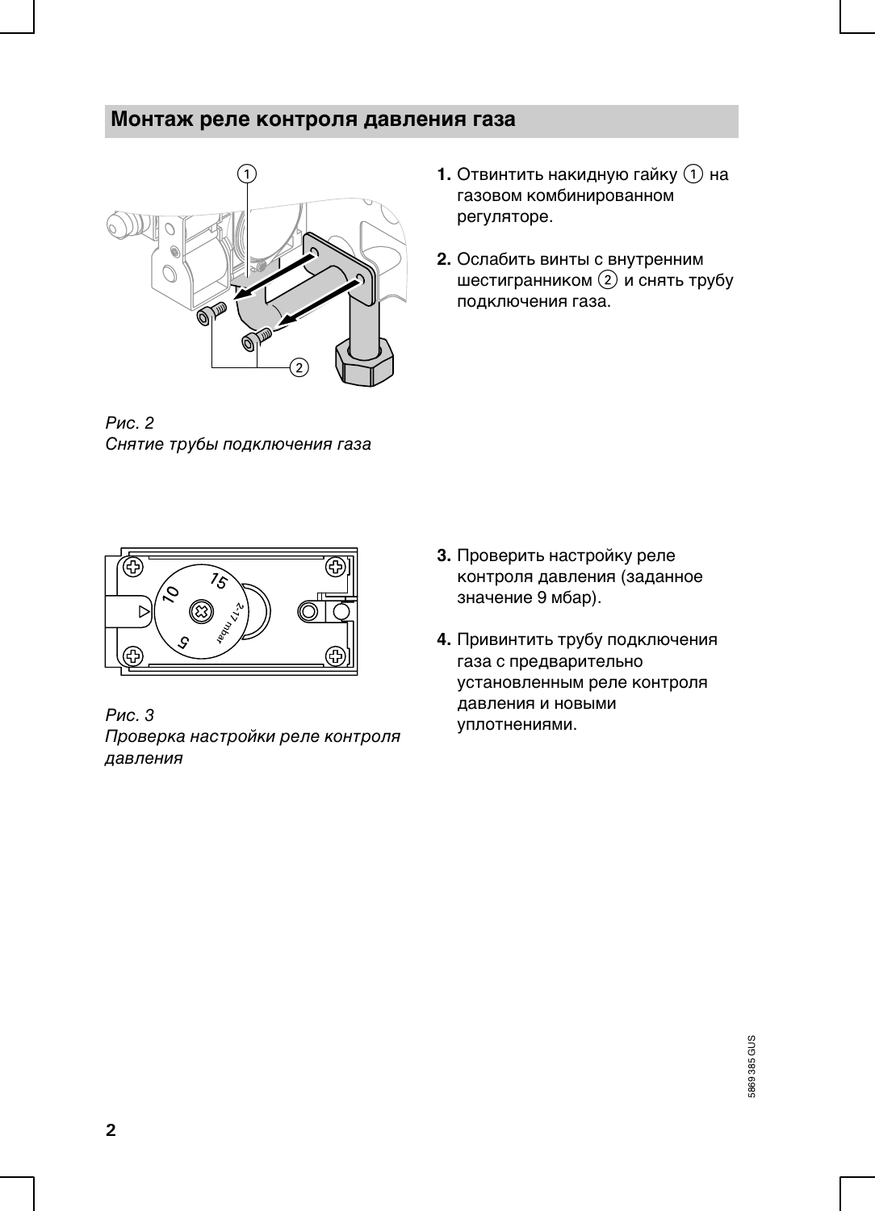## Монтаж реле контроля давления газа

1. Отвинтить накидную гайку ① на газовом комбинированном регуляторе.

2. Ослабить винты с внутренним шестигранником ② и снять трубу подключения газа.

*Рис. 2*
*Снятие трубы подключения газа*

3. Проверить настройку реле контроля давления (заданное значение 9 мбар).

4. Привинтить трубу подключения газа с предварительно установленным реле контроля давления и новыми уплотнениями.

*Рис. 3*
*Проверка настройки реле контроля давления*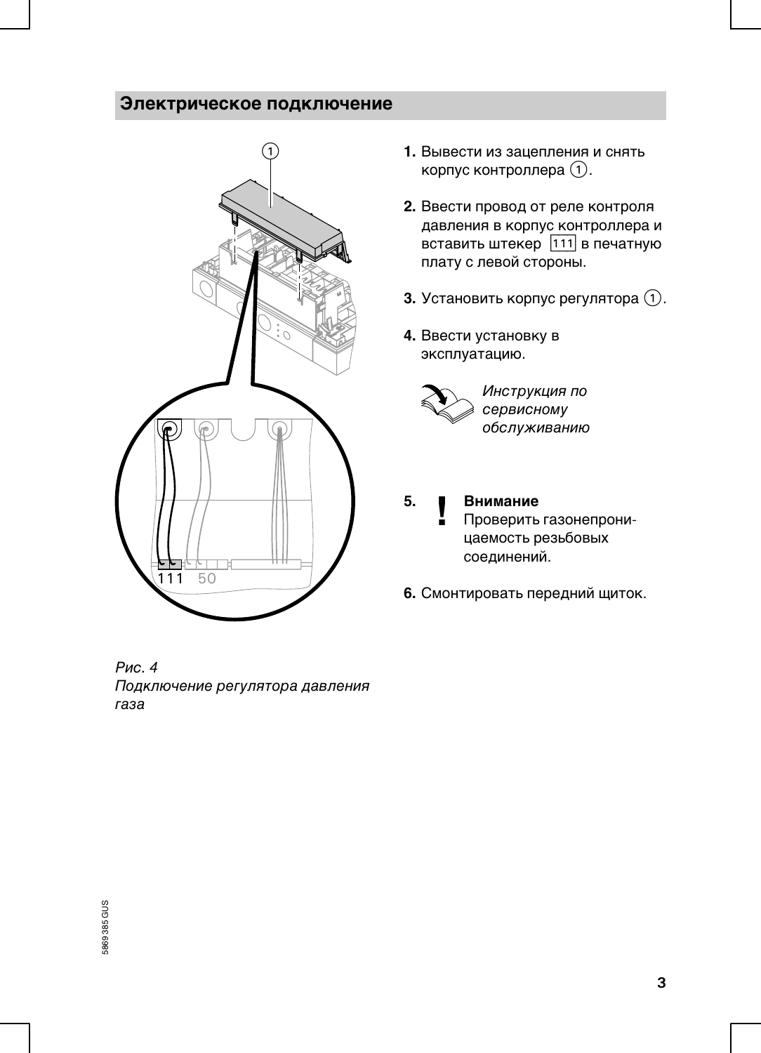## Электрическое подключение

*Рис. 4*
*Подключение регулятора давления газа*

1. Вывести из зацепления и снять корпус контроллера (1).

2. Ввести провод от реле контроля давления в корпус контроллера и вставить штекер [111] в печатную плату с левой стороны.

3. Установить корпус регулятора (1).

4. Ввести установку в эксплуатацию.

   *Инструкция по сервисному обслуживанию*

5. **Внимание**
   Проверить газонепроницаемость резьбовых соединений.

6. Смонтировать передний щиток.

5869 385 GUS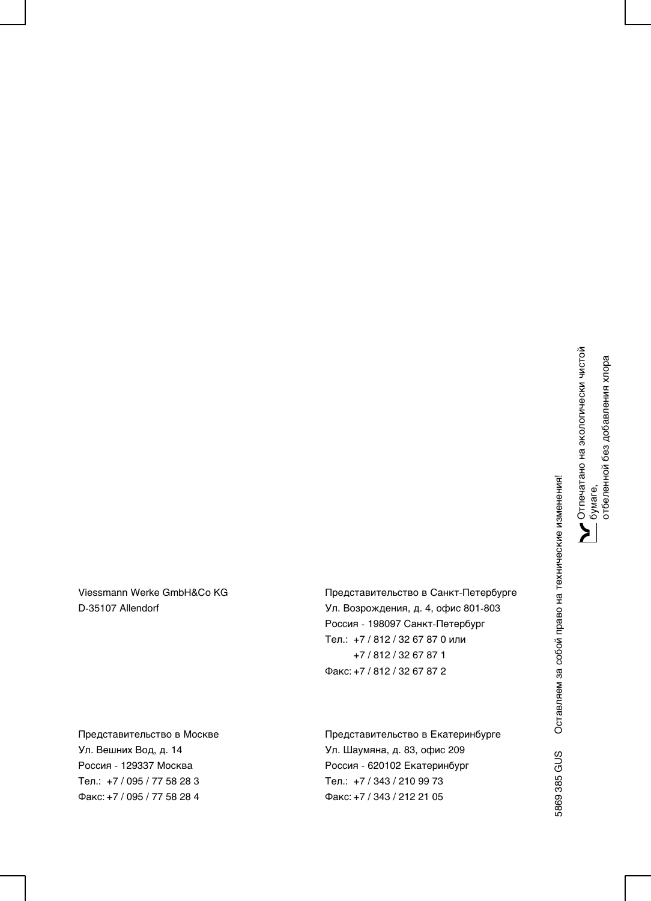Viessmann Werke GmbH&Co KG
D-35107 Allendorf

Представительство в Санкт-Петербурге
Ул. Возрождения, д. 4, офис 801-803
Россия - 198097 Санкт-Петербург
Тел.: +7 / 812 / 32 67 87 0 или
+7 / 812 / 32 67 87 1
Факс: +7 / 812 / 32 67 87 2

Представительство в Москве
Ул. Вешних Вод, д. 14
Россия - 129337 Москва
Тел.: +7 / 095 / 77 58 28 3
Факс: +7 / 095 / 77 58 28 4

Представительство в Екатеринбурге
Ул. Шаумяна, д. 83, офис 209
Россия - 620102 Екатеринбург
Тел.: +7 / 343 / 210 99 73
Факс: +7 / 343 / 212 21 05

5869 385 GUS Оставляем за собой право на технические изменения!

Отпечатано на экологически чистой бумаге,
отбеленной без добавления хлора